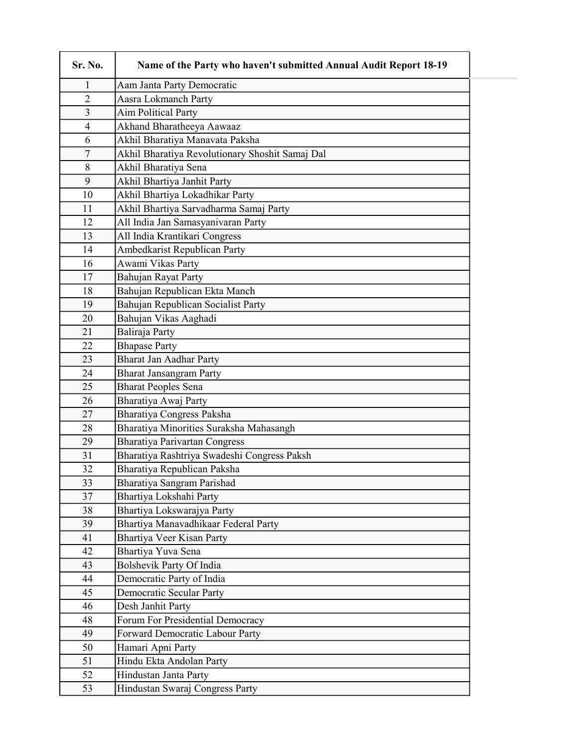| Sr. No. | Name of the Party who haven't submitted Annual Audit Report 18-19 |
|---|---|
| 1 | Aam Janta Party Democratic |
| 2 | Aasra Lokmanch Party |
| 3 | Aim Political Party |
| 4 | Akhand Bharatheeya Aawaaz |
| 6 | Akhil Bharatiya Manavata Paksha |
| 7 | Akhil Bharatiya Revolutionary Shoshit Samaj Dal |
| 8 | Akhil Bharatiya Sena |
| 9 | Akhil Bhartiya Janhit Party |
| 10 | Akhil Bhartiya Lokadhikar Party |
| 11 | Akhil Bhartiya Sarvadharma Samaj Party |
| 12 | All India Jan Samasyanivaran Party |
| 13 | All India Krantikari Congress |
| 14 | Ambedkarist Republican Party |
| 16 | Awami Vikas Party |
| 17 | Bahujan Rayat Party |
| 18 | Bahujan Republican Ekta Manch |
| 19 | Bahujan Republican Socialist Party |
| 20 | Bahujan Vikas Aaghadi |
| 21 | Baliraja Party |
| 22 | Bhapase Party |
| 23 | Bharat Jan Aadhar Party |
| 24 | Bharat Jansangram Party |
| 25 | Bharat Peoples Sena |
| 26 | Bharatiya Awaj Party |
| 27 | Bharatiya Congress Paksha |
| 28 | Bharatiya Minorities Suraksha Mahasangh |
| 29 | Bharatiya Parivartan Congress |
| 31 | Bharatiya Rashtriya Swadeshi Congress Paksh |
| 32 | Bharatiya Republican Paksha |
| 33 | Bharatiya Sangram Parishad |
| 37 | Bhartiya Lokshahi Party |
| 38 | Bhartiya Lokswarajya Party |
| 39 | Bhartiya Manavadhikaar Federal Party |
| 41 | Bhartiya Veer Kisan Party |
| 42 | Bhartiya Yuva Sena |
| 43 | Bolshevik Party Of India |
| 44 | Democratic Party of India |
| 45 | Democratic Secular Party |
| 46 | Desh Janhit Party |
| 48 | Forum For Presidential Democracy |
| 49 | Forward Democratic Labour Party |
| 50 | Hamari Apni Party |
| 51 | Hindu Ekta Andolan Party |
| 52 | Hindustan Janta Party |
| 53 | Hindustan Swaraj Congress Party |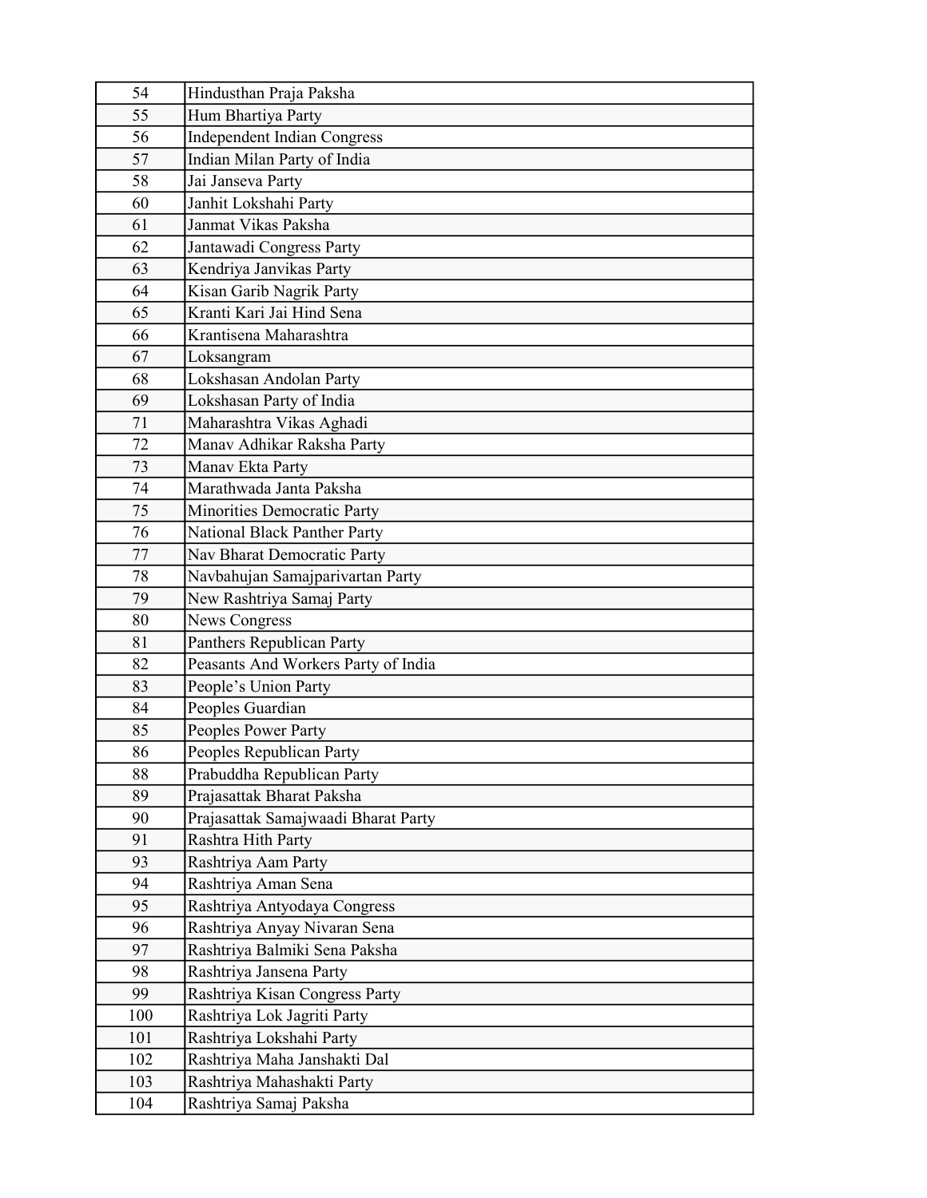| 54 | Hindusthan Praja Paksha |
|---|---|
| 55 | Hum Bhartiya Party |
| 56 | Independent Indian Congress |
| 57 | Indian Milan Party of India |
| 58 | Jai Janseva Party |
| 60 | Janhit Lokshahi Party |
| 61 | Janmat Vikas Paksha |
| 62 | Jantawadi Congress Party |
| 63 | Kendriya Janvikas Party |
| 64 | Kisan Garib Nagrik Party |
| 65 | Kranti Kari Jai Hind Sena |
| 66 | Krantisena Maharashtra |
| 67 | Loksangram |
| 68 | Lokshasan Andolan Party |
| 69 | Lokshasan Party of India |
| 71 | Maharashtra Vikas Aghadi |
| 72 | Manav Adhikar Raksha Party |
| 73 | Manav Ekta Party |
| 74 | Marathwada Janta Paksha |
| 75 | Minorities Democratic Party |
| 76 | National Black Panther Party |
| 77 | Nav Bharat Democratic Party |
| 78 | Navbahujan Samajparivartan Party |
| 79 | New Rashtriya Samaj Party |
| 80 | News Congress |
| 81 | Panthers Republican Party |
| 82 | Peasants And Workers Party of India |
| 83 | People's Union Party |
| 84 | Peoples Guardian |
| 85 | Peoples Power Party |
| 86 | Peoples Republican Party |
| 88 | Prabuddha Republican Party |
| 89 | Prajasattak Bharat Paksha |
| 90 | Prajasattak Samajwaadi Bharat Party |
| 91 | Rashtra Hith Party |
| 93 | Rashtriya Aam Party |
| 94 | Rashtriya Aman Sena |
| 95 | Rashtriya Antyodaya Congress |
| 96 | Rashtriya Anyay Nivaran Sena |
| 97 | Rashtriya Balmiki Sena Paksha |
| 98 | Rashtriya Jansena Party |
| 99 | Rashtriya Kisan Congress Party |
| 100 | Rashtriya Lok Jagriti Party |
| 101 | Rashtriya Lokshahi Party |
| 102 | Rashtriya Maha Janshakti Dal |
| 103 | Rashtriya Mahashakti Party |
| 104 | Rashtriya Samaj Paksha |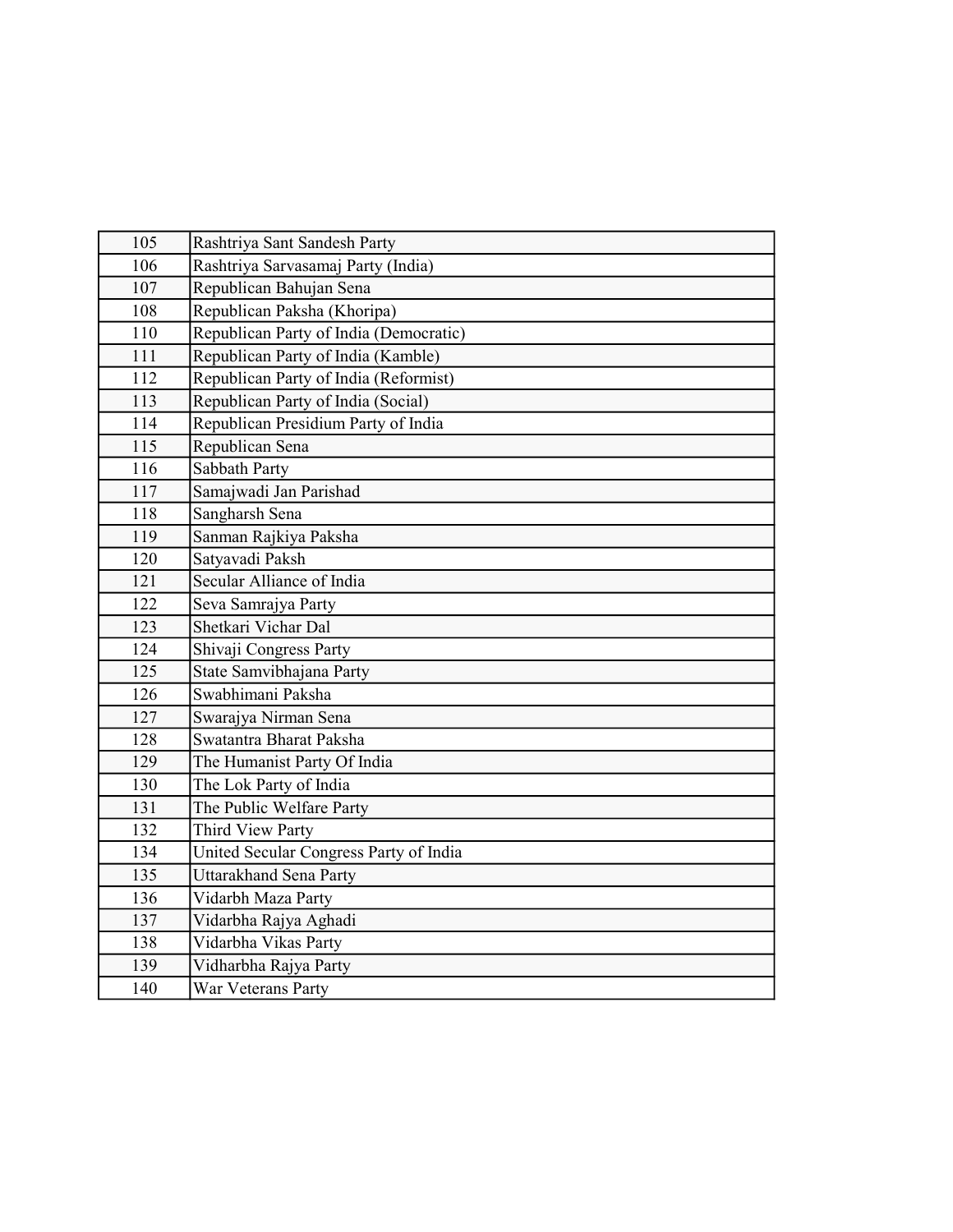| | |
|---|---|
| 105 | Rashtriya Sant Sandesh Party |
| 106 | Rashtriya Sarvasamaj Party (India) |
| 107 | Republican Bahujan Sena |
| 108 | Republican Paksha (Khoripa) |
| 110 | Republican Party of India (Democratic) |
| 111 | Republican Party of India (Kamble) |
| 112 | Republican Party of India (Reformist) |
| 113 | Republican Party of India (Social) |
| 114 | Republican Presidium Party of India |
| 115 | Republican Sena |
| 116 | Sabbath Party |
| 117 | Samajwadi Jan Parishad |
| 118 | Sangharsh Sena |
| 119 | Sanman Rajkiya Paksha |
| 120 | Satyavadi Paksh |
| 121 | Secular Alliance of India |
| 122 | Seva Samrajya Party |
| 123 | Shetkari Vichar Dal |
| 124 | Shivaji Congress Party |
| 125 | State Samvibhajana Party |
| 126 | Swabhimani Paksha |
| 127 | Swarajya Nirman Sena |
| 128 | Swatantra Bharat Paksha |
| 129 | The Humanist Party Of India |
| 130 | The Lok Party of India |
| 131 | The Public Welfare Party |
| 132 | Third View Party |
| 134 | United Secular Congress Party of India |
| 135 | Uttarakhand Sena Party |
| 136 | Vidarbh Maza Party |
| 137 | Vidarbha Rajya Aghadi |
| 138 | Vidarbha Vikas Party |
| 139 | Vidharbha Rajya Party |
| 140 | War Veterans Party |